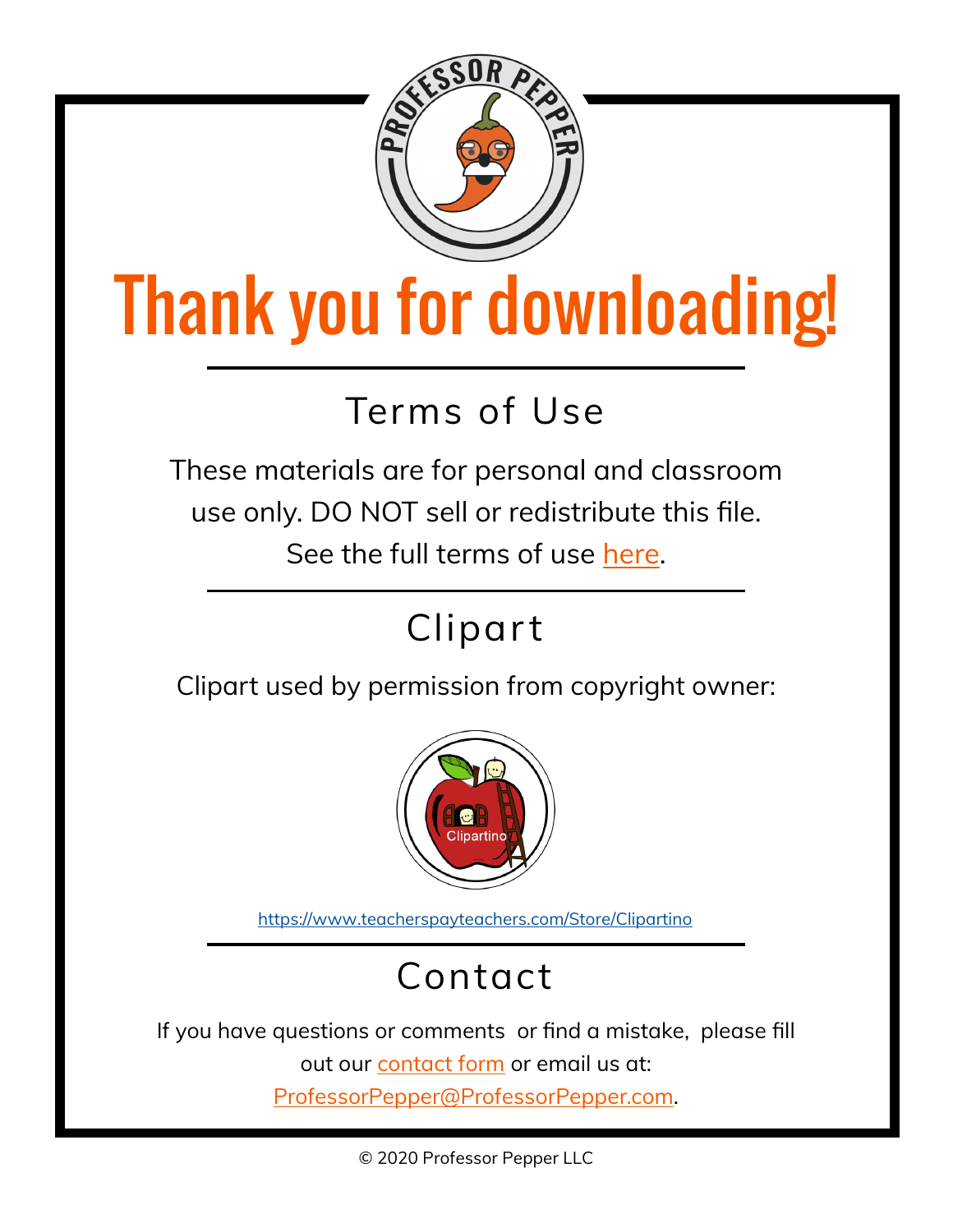# Thank you for downloading!

## Terms of Use

These materials are for personal and classroom use only. DO NOT sell or redistribute this file. See the full terms of use here.

## Clipart

Clipart used by permission from copyright owner:

Clipartino

https://www.teacherspayteachers.com/Store/Clipartino

## Contact

If you have questions or comments or find a mistake, please fill out our contact form or email us at: ProfessorPepper@ProfessorPepper.com.

© 2020 Professor Pepper LLC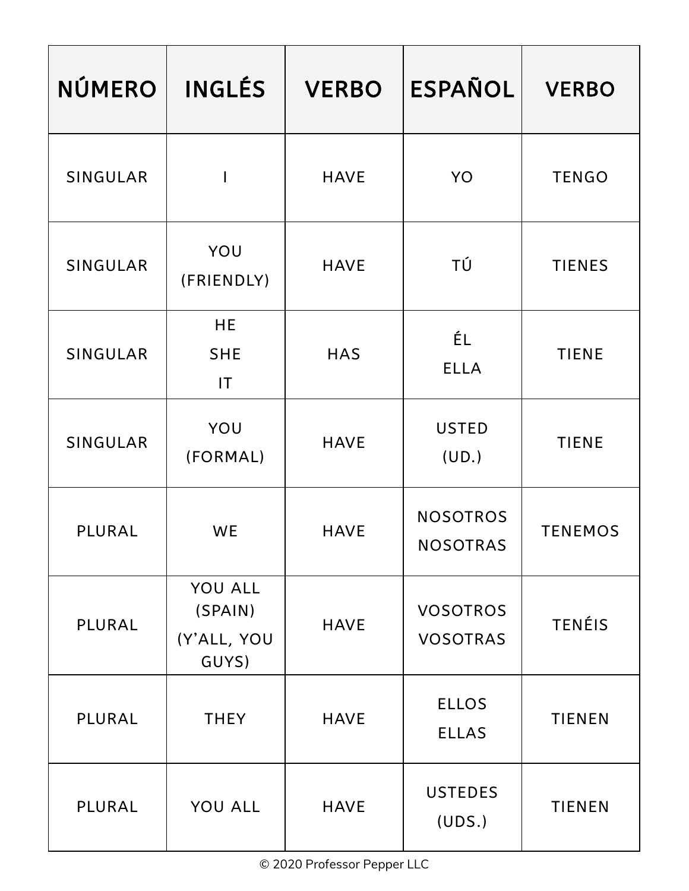| NÚMERO | INGLÉS | VERBO | ESPAÑOL | VERBO |
| --- | --- | --- | --- | --- |
| SINGULAR | I | HAVE | YO | TENGO |
| SINGULAR | YOU (FRIENDLY) | HAVE | TÚ | TIENES |
| SINGULAR | HE SHE IT | HAS | ÉL ELLA | TIENE |
| SINGULAR | YOU (FORMAL) | HAVE | USTED (UD.) | TIENE |
| PLURAL | WE | HAVE | NOSOTROS NOSOTRAS | TENEMOS |
| PLURAL | YOU ALL (SPAIN) (Y'ALL, YOU GUYS) | HAVE | VOSOTROS VOSOTRAS | TENÉIS |
| PLURAL | THEY | HAVE | ELLOS ELLAS | TIENEN |
| PLURAL | YOU ALL | HAVE | USTEDES (UDS.) | TIENEN |

© 2020 Professor Pepper LLC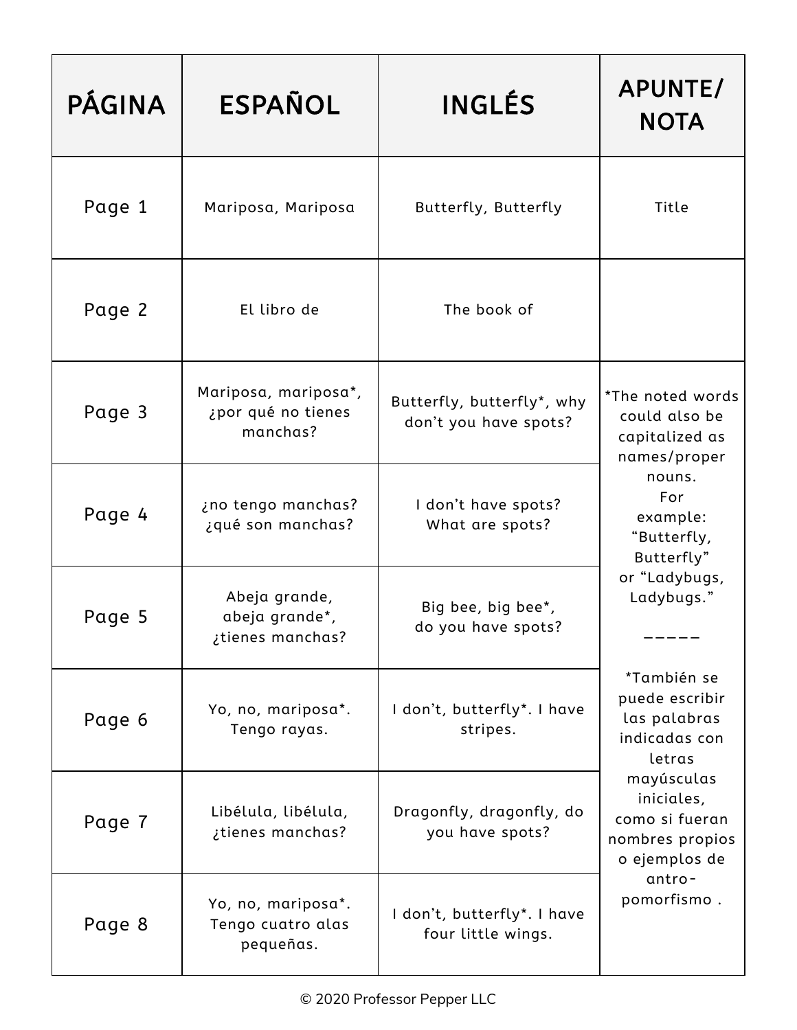| PÁGINA | ESPAÑOL | INGLÉS | APUNTE/ NOTA |
|---|---|---|---|
| Page 1 | Mariposa, Mariposa | Butterfly, Butterfly | Title |
| Page 2 | El libro de | The book of | |
| Page 3 | Mariposa, mariposa*, ¿por qué no tienes manchas? | Butterfly, butterfly*, why don't you have spots? | *The noted words could also be capitalized as names/proper nouns. For example: "Butterfly, Butterfly" or "Ladybugs, Ladybugs." ————— *También se puede escribir las palabras indicadas con letras mayúsculas iniciales, como si fueran nombres propios o ejemplos de antro-pomorfismo . |
| Page 4 | ¿no tengo manchas? ¿qué son manchas? | I don't have spots? What are spots? | |
| Page 5 | Abeja grande, abeja grande*, ¿tienes manchas? | Big bee, big bee*, do you have spots? | |
| Page 6 | Yo, no, mariposa*. Tengo rayas. | I don't, butterfly*. I have stripes. | |
| Page 7 | Libélula, libélula, ¿tienes manchas? | Dragonfly, dragonfly, do you have spots? | |
| Page 8 | Yo, no, mariposa*. Tengo cuatro alas pequeñas. | I don't, butterfly*. I have four little wings. | |

© 2020 Professor Pepper LLC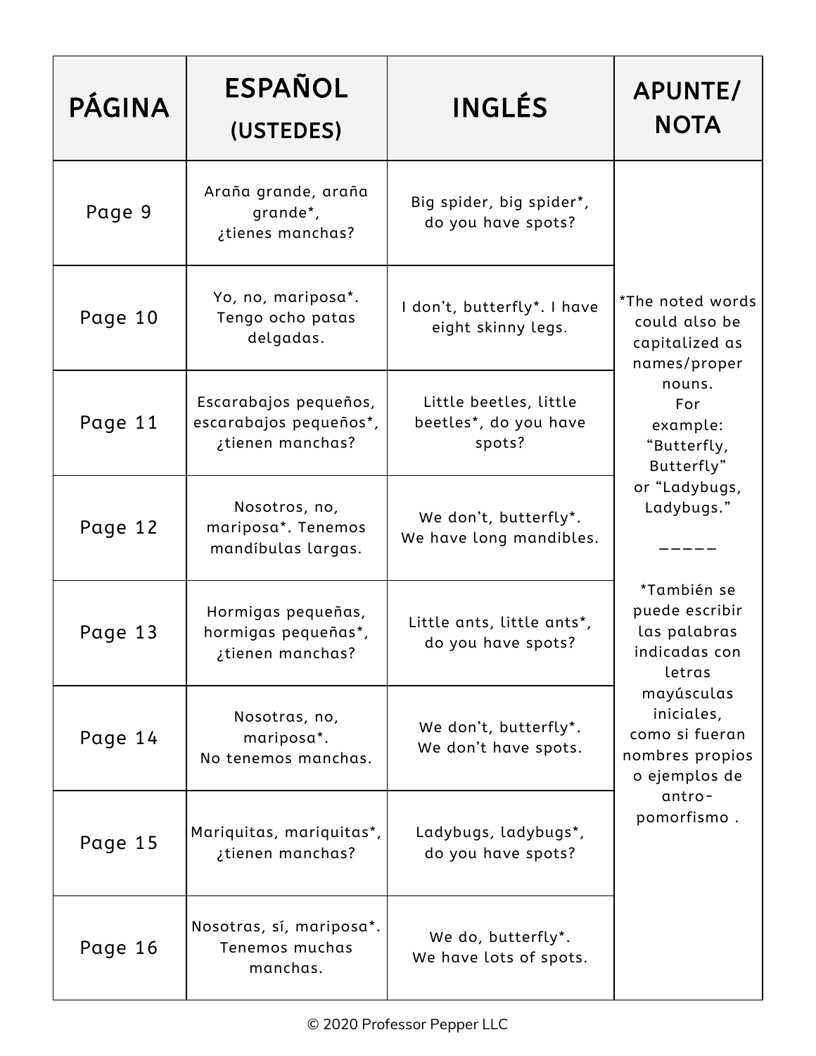| PÁGINA | ESPAÑOL (USTEDES) | INGLÉS | APUNTE/ NOTA |
| --- | --- | --- | --- |
| Page 9 | Araña grande, araña grande*, ¿tienes manchas? | Big spider, big spider*, do you have spots? | *The noted words could also be capitalized as names/proper nouns. For example: "Butterfly, Butterfly" or "Ladybugs, Ladybugs." ----- *También se puede escribir las palabras indicadas con letras mayúsculas iniciales, como si fueran nombres propios o ejemplos de antro-pomorfismo . |
| Page 10 | Yo, no, mariposa*. Tengo ocho patas delgadas. | I don't, butterfly*. I have eight skinny legs. | |
| Page 11 | Escarabajos pequeños, escarabajos pequeños*, ¿tienen manchas? | Little beetles, little beetles*, do you have spots? | |
| Page 12 | Nosotros, no, mariposa*. Tenemos mandíbulas largas. | We don't, butterfly*. We have long mandibles. | |
| Page 13 | Hormigas pequeñas, hormigas pequeñas*, ¿tienen manchas? | Little ants, little ants*, do you have spots? | |
| Page 14 | Nosotras, no, mariposa*. No tenemos manchas. | We don't, butterfly*. We don't have spots. | |
| Page 15 | Mariquitas, mariquitas*, ¿tienen manchas? | Ladybugs, ladybugs*, do you have spots? | |
| Page 16 | Nosotras, sí, mariposa*. Tenemos muchas manchas. | We do, butterfly*. We have lots of spots. | |

© 2020 Professor Pepper LLC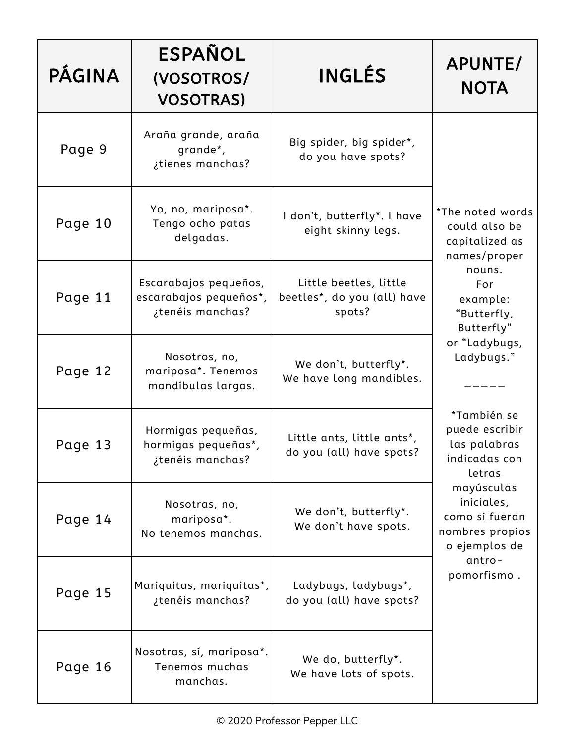| PÁGINA | ESPAÑOL (VOSOTROS/ VOSOTRAS) | INGLÉS | APUNTE/ NOTA |
|---|---|---|---|
| Page 9 | Araña grande, araña grande*, ¿tienes manchas? | Big spider, big spider*, do you have spots? | *The noted words could also be capitalized as names/proper nouns. For example: "Butterfly, Butterfly" or "Ladybugs, Ladybugs." ————— *También se puede escribir las palabras indicadas con letras mayúsculas iniciales, como si fueran nombres propios o ejemplos de antro-pomorfismo . |
| Page 10 | Yo, no, mariposa*. Tengo ocho patas delgadas. | I don't, butterfly*. I have eight skinny legs. | |
| Page 11 | Escarabajos pequeños, escarabajos pequeños*, ¿tenéis manchas? | Little beetles, little beetles*, do you (all) have spots? | |
| Page 12 | Nosotros, no, mariposa*. Tenemos mandíbulas largas. | We don't, butterfly*. We have long mandibles. | |
| Page 13 | Hormigas pequeñas, hormigas pequeñas*, ¿tenéis manchas? | Little ants, little ants*, do you (all) have spots? | |
| Page 14 | Nosotras, no, mariposa*. No tenemos manchas. | We don't, butterfly*. We don't have spots. | |
| Page 15 | Mariquitas, mariquitas*, ¿tenéis manchas? | Ladybugs, ladybugs*, do you (all) have spots? | |
| Page 16 | Nosotras, sí, mariposa*. Tenemos muchas manchas. | We do, butterfly*. We have lots of spots. | |

© 2020 Professor Pepper LLC